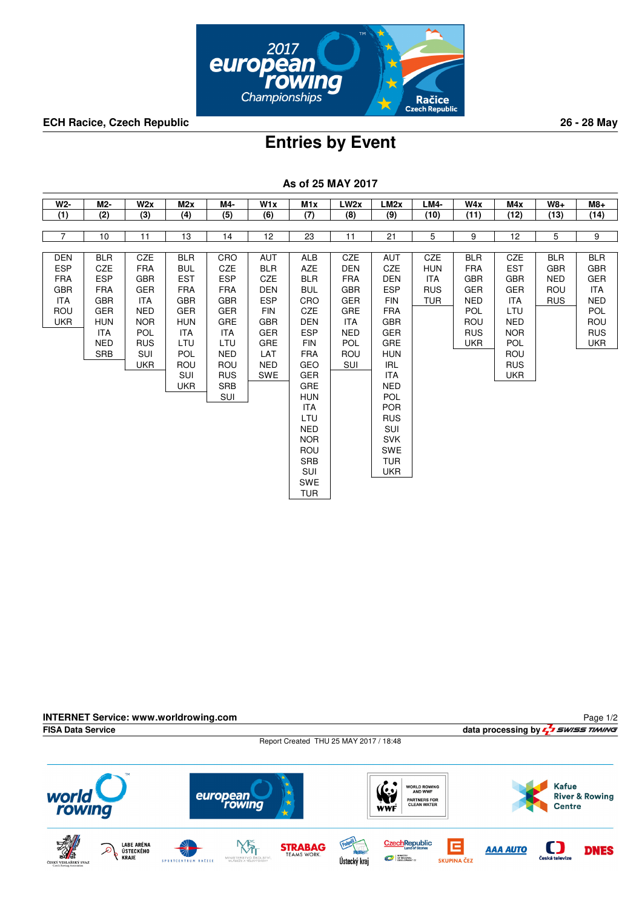**ECH Racice, Czech Republic** **26 - 28 May**

# Entries by Event

**As of 25 MAY 2017**

| W2- (1) | M2- (2) | W2x (3) | M2x (4) | M4- (5) | W1x (6) | M1x (7) | LW2x (8) | LM2x (9) | LM4- (10) | W4x (11) | M4x (12) | W8+ (13) | M8+ (14) |
|---|---|---|---|---|---|---|---|---|---|---|---|---|---|
| 7 | 10 | 11 | 13 | 14 | 12 | 23 | 11 | 21 | 5 | 9 | 12 | 5 | 9 |
| DEN | BLR | CZE | BLR | CRO | AUT | ALB | CZE | AUT | CZE | BLR | CZE | BLR | BLR |
| ESP | CZE | FRA | BUL | CZE | BLR | AZE | DEN | CZE | HUN | FRA | EST | GBR | GBR |
| FRA | ESP | GBR | EST | ESP | CZE | BLR | FRA | DEN | ITA | GBR | GBR | NED | GER |
| GBR | FRA | GER | FRA | FRA | DEN | BUL | GBR | ESP | RUS | GER | GER | ROU | ITA |
| ITA | GBR | ITA | GBR | GBR | ESP | CRO | GER | FIN | TUR | NED | ITA | RUS | NED |
| ROU | GER | NED | GER | GER | FIN | CZE | GRE | FRA | | POL | LTU | | POL |
| UKR | HUN | NOR | HUN | GRE | GBR | DEN | ITA | GBR | | ROU | NED | | ROU |
| | ITA | POL | ITA | ITA | GER | ESP | NED | GER | | RUS | NOR | | RUS |
| | NED | RUS | LTU | LTU | GRE | FIN | POL | GRE | | UKR | POL | | UKR |
| | SRB | SUI | POL | NED | LAT | FRA | ROU | HUN | | | ROU | | |
| | | UKR | ROU | ROU | NED | GEO | SUI | IRL | | | RUS | | |
| | | | SUI | RUS | SWE | GER | | ITA | | | UKR | | |
| | | | UKR | SRB | | GRE | | NED | | | | | |
| | | | | SUI | | HUN | | POL | | | | | |
| | | | | | | ITA | | POR | | | | | |
| | | | | | | LTU | | RUS | | | | | |
| | | | | | | NED | | SUI | | | | | |
| | | | | | | NOR | | SVK | | | | | |
| | | | | | | ROU | | SWE | | | | | |
| | | | | | | SRB | | TUR | | | | | |
| | | | | | | SUI | | UKR | | | | | |
| | | | | | | SWE | | | | | | | |
| | | | | | | TUR | | | | | | | |

**INTERNET Service: www.worldrowing.com**
**FISA Data Service** data processing by SWISS TIMING

Report Created THU 25 MAY 2017 / 18:48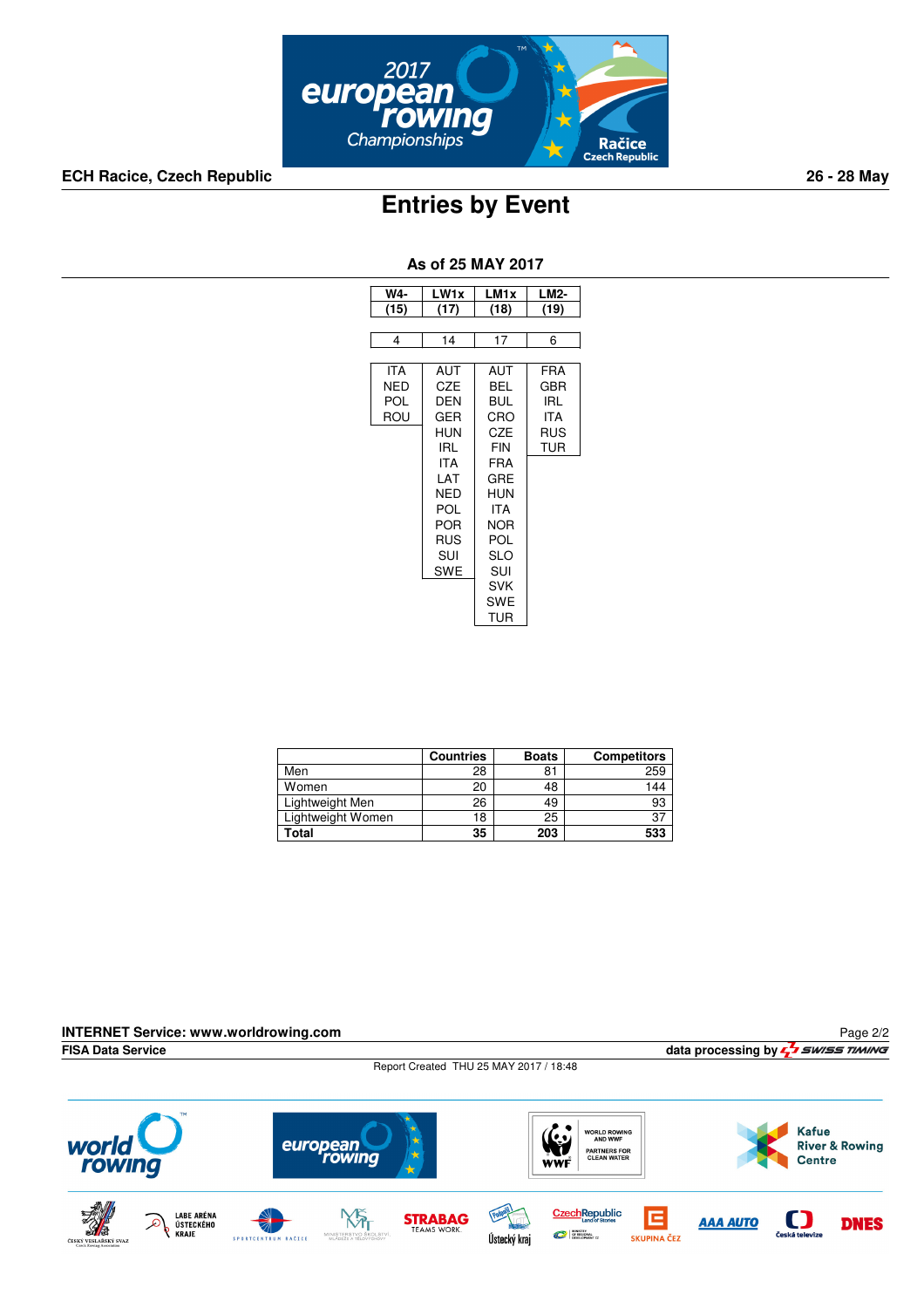# Entries by Event

**As of 25 MAY 2017**

| W4- (15) | LW1x (17) | LM1x (18) | LM2- (19) |
|---|---|---|---|
| 4 | 14 | 17 | 6 |
| ITA | AUT | AUT | FRA |
| NED | CZE | BEL | GBR |
| POL | DEN | BUL | IRL |
| ROU | GER | CRO | ITA |
| | HUN | CZE | RUS |
| | IRL | FIN | TUR |
| | ITA | FRA | |
| | LAT | GRE | |
| | NED | HUN | |
| | POL | ITA | |
| | POR | NOR | |
| | RUS | POL | |
| | SUI | SLO | |
| | SWE | SUI | |
| | | SVK | |
| | | SWE | |
| | | TUR | |

| | Countries | Boats | Competitors |
|---|---|---|---|
| Men | 28 | 81 | 259 |
| Women | 20 | 48 | 144 |
| Lightweight Men | 26 | 49 | 93 |
| Lightweight Women | 18 | 25 | 37 |
| **Total** | **35** | **203** | **533** |

Report Created THU 25 MAY 2017 / 18:48